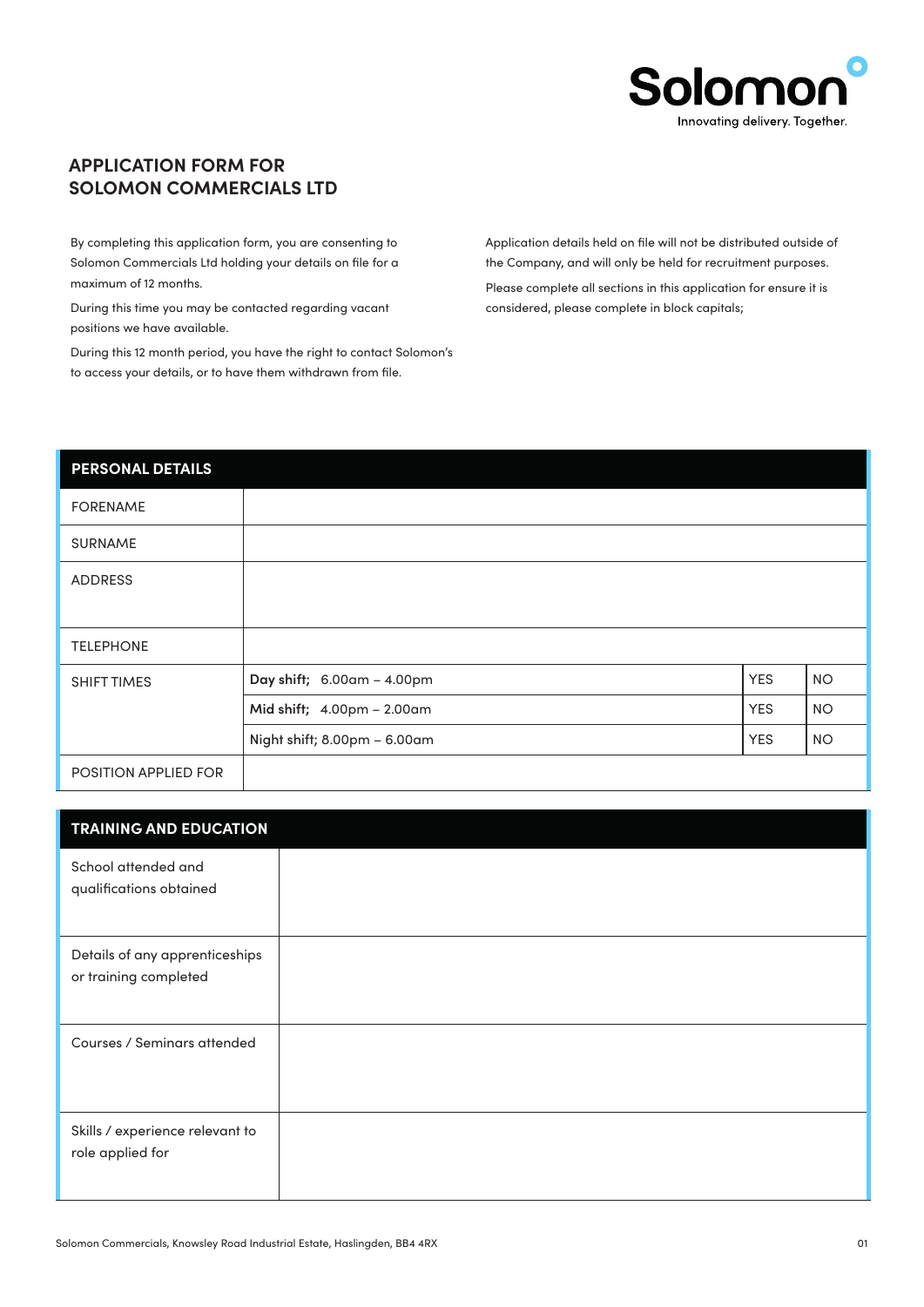Solomon
Innovating delivery. Together.

# APPLICATION FORM FOR SOLOMON COMMERCIALS LTD

By completing this application form, you are consenting to Solomon Commercials Ltd holding your details on file for a maximum of 12 months.

During this time you may be contacted regarding vacant positions we have available.

During this 12 month period, you have the right to contact Solomon's to access your details, or to have them withdrawn from file.

Application details held on file will not be distributed outside of the Company, and will only be held for recruitment purposes.

Please complete all sections in this application for ensure it is considered, please complete in block capitals;

| PERSONAL DETAILS | | | |
|---|---|---|---|
| FORENAME | | | |
| SURNAME | | | |
| ADDRESS | | | |
| TELEPHONE | | | |
| SHIFT TIMES | **Day shift;** 6.00am – 4.00pm | YES | NO |
| | **Mid shift;** 4.00pm – 2.00am | YES | NO |
| | Night shift; 8.00pm – 6.00am | YES | NO |
| POSITION APPLIED FOR | | | |

| TRAINING AND EDUCATION | |
|---|---|
| School attended and qualifications obtained | |
| Details of any apprenticeships or training completed | |
| Courses / Seminars attended | |
| Skills / experience relevant to role applied for | |

Solomon Commercials, Knowsley Road Industrial Estate, Haslingden, BB4 4RX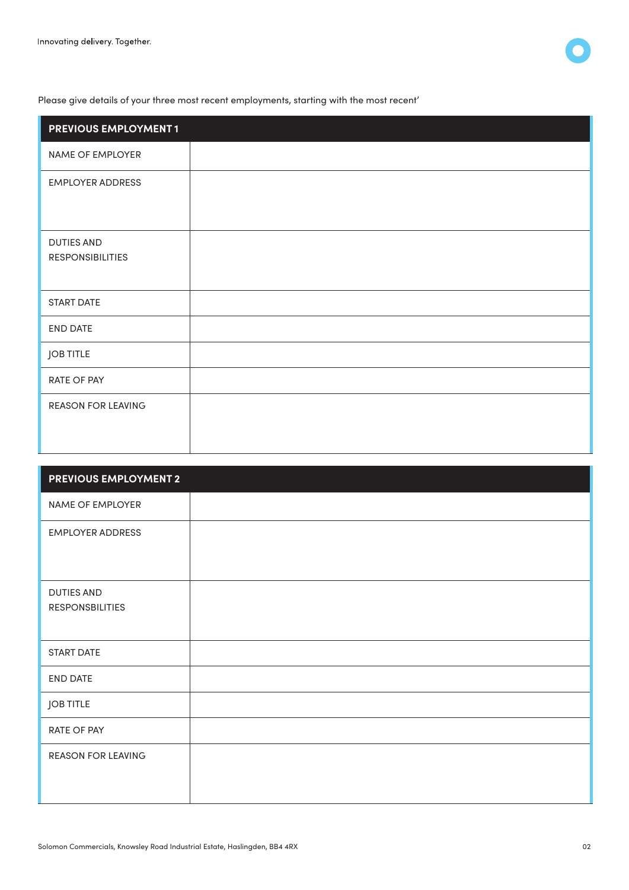Please give details of your three most recent employments, starting with the most recent'

| PREVIOUS EMPLOYMENT 1 | |
|---|---|
| NAME OF EMPLOYER | |
| EMPLOYER ADDRESS | |
| DUTIES AND RESPONSIBILITIES | |
| START DATE | |
| END DATE | |
| JOB TITLE | |
| RATE OF PAY | |
| REASON FOR LEAVING | |

| PREVIOUS EMPLOYMENT 2 | |
|---|---|
| NAME OF EMPLOYER | |
| EMPLOYER ADDRESS | |
| DUTIES AND RESPONSBILITIES | |
| START DATE | |
| END DATE | |
| JOB TITLE | |
| RATE OF PAY | |
| REASON FOR LEAVING | |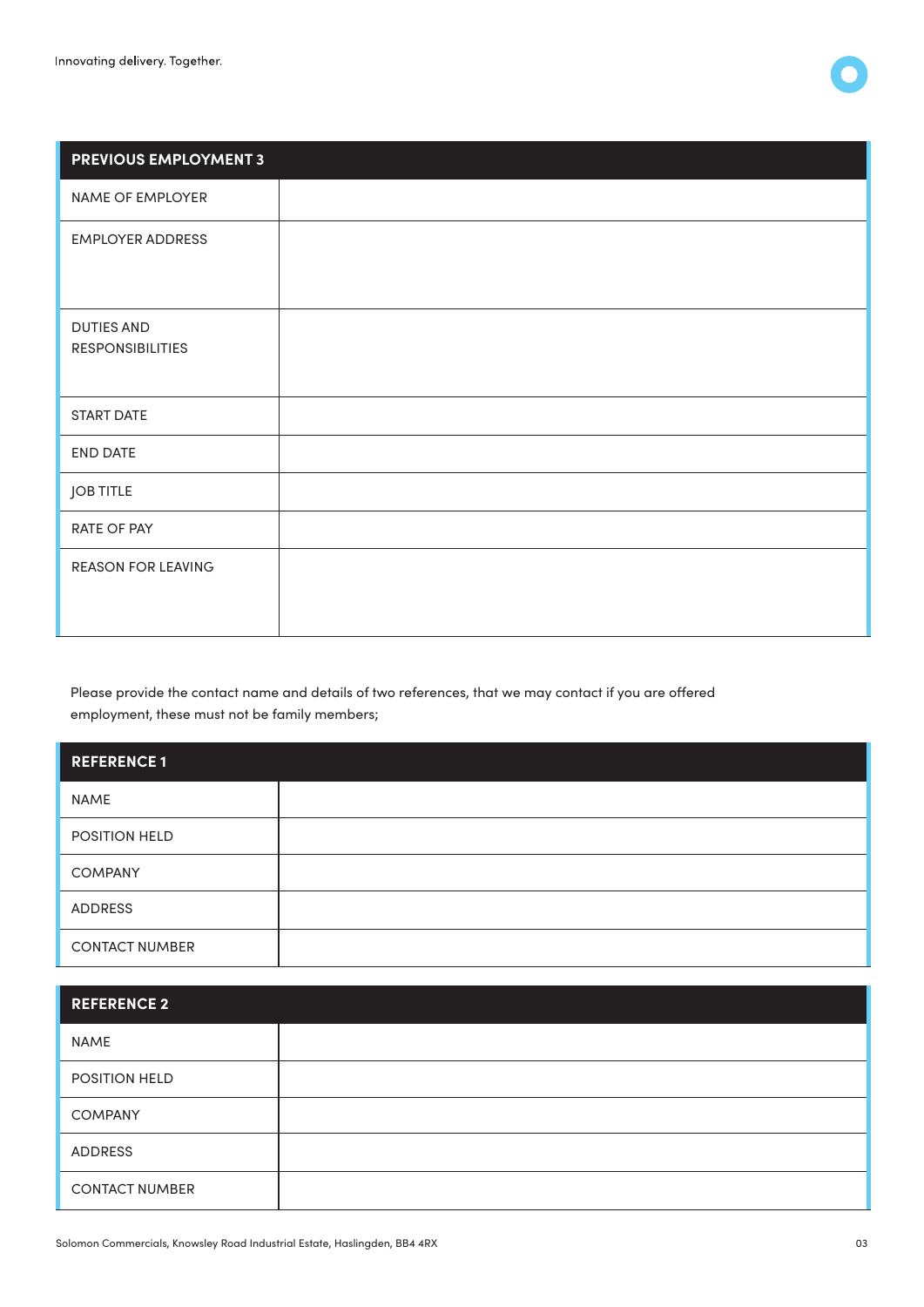| PREVIOUS EMPLOYMENT 3 | |
|---|---|
| NAME OF EMPLOYER | |
| EMPLOYER ADDRESS | |
| DUTIES AND RESPONSIBILITIES | |
| START DATE | |
| END DATE | |
| JOB TITLE | |
| RATE OF PAY | |
| REASON FOR LEAVING | |

Please provide the contact name and details of two references, that we may contact if you are offered employment, these must not be family members;

| REFERENCE 1 | |
|---|---|
| NAME | |
| POSITION HELD | |
| COMPANY | |
| ADDRESS | |
| CONTACT NUMBER | |

| REFERENCE 2 | |
|---|---|
| NAME | |
| POSITION HELD | |
| COMPANY | |
| ADDRESS | |
| CONTACT NUMBER | |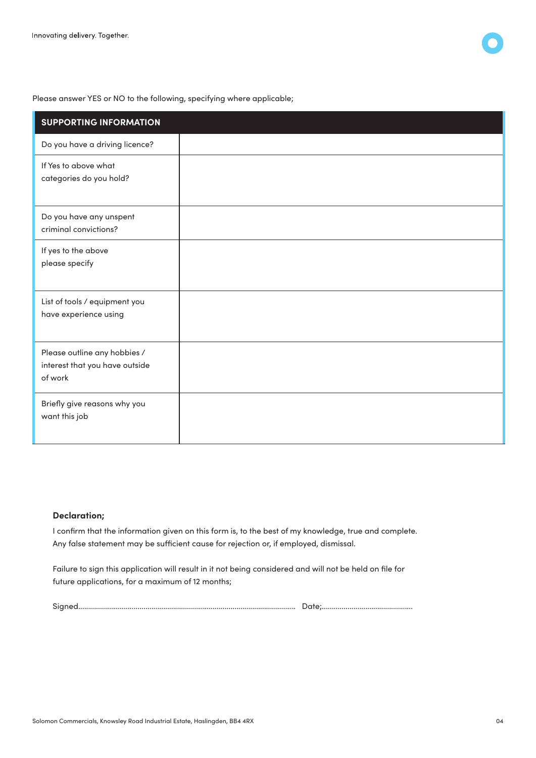Please answer YES or NO to the following, specifying where applicable;

| SUPPORTING INFORMATION | |
|---|---|
| Do you have a driving licence? | |
| If Yes to above what categories do you hold? | |
| Do you have any unspent criminal convictions? | |
| If yes to the above please specify | |
| List of tools / equipment you have experience using | |
| Please outline any hobbies / interest that you have outside of work | |
| Briefly give reasons why you want this job | |

**Declaration;**

I confirm that the information given on this form is, to the best of my knowledge, true and complete. Any false statement may be sufficient cause for rejection or, if employed, dismissal.

Failure to sign this application will result in it not being considered and will not be held on file for future applications, for a maximum of 12 months;

Signed.............................................................................................................. Date;..............................................

Solomon Commercials, Knowsley Road Industrial Estate, Haslingden, BB4 4RX